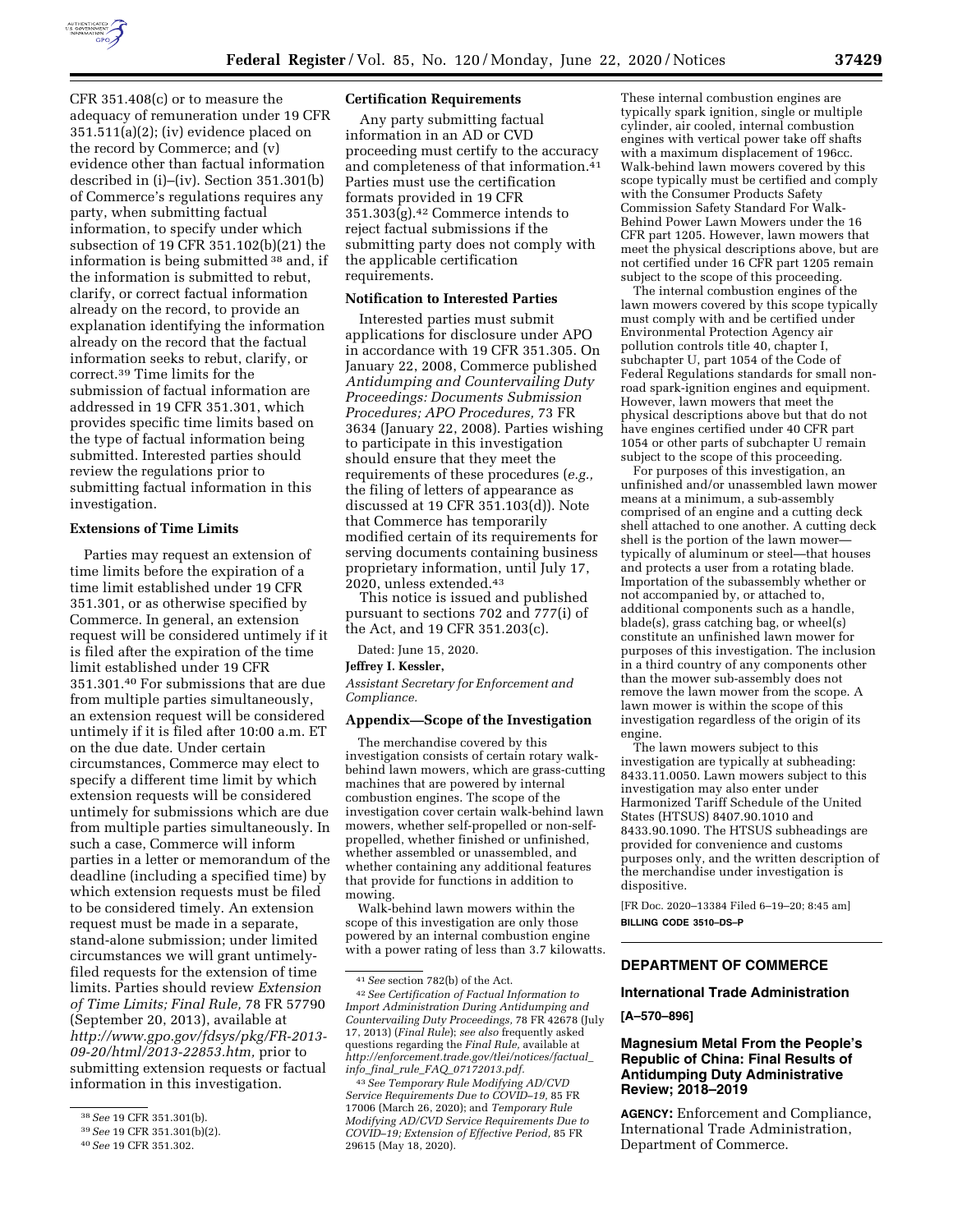CFR 351.408(c) or to measure the adequacy of remuneration under 19 CFR 351.511(a)(2); (iv) evidence placed on the record by Commerce; and (v) evidence other than factual information described in (i)–(iv). Section 351.301(b) of Commerce's regulations requires any party, when submitting factual information, to specify under which subsection of 19 CFR 351.102(b)(21) the information is being submitted [38] and, if the information is submitted to rebut, clarify, or correct factual information already on the record, to provide an explanation identifying the information already on the record that the factual information seeks to rebut, clarify, or correct.[39] Time limits for the submission of factual information are addressed in 19 CFR 351.301, which provides specific time limits based on the type of factual information being submitted. Interested parties should review the regulations prior to submitting factual information in this investigation.

### Extensions of Time Limits

Parties may request an extension of time limits before the expiration of a time limit established under 19 CFR 351.301, or as otherwise specified by Commerce. In general, an extension request will be considered untimely if it is filed after the expiration of the time limit established under 19 CFR 351.301.[40] For submissions that are due from multiple parties simultaneously, an extension request will be considered untimely if it is filed after 10:00 a.m. ET on the due date. Under certain circumstances, Commerce may elect to specify a different time limit by which extension requests will be considered untimely for submissions which are due from multiple parties simultaneously. In such a case, Commerce will inform parties in a letter or memorandum of the deadline (including a specified time) by which extension requests must be filed to be considered timely. An extension request must be made in a separate, stand-alone submission; under limited circumstances we will grant untimely-filed requests for the extension of time limits. Parties should review *Extension of Time Limits; Final Rule,* 78 FR 57790 (September 20, 2013), available at *http://www.gpo.gov/fdsys/pkg/FR-2013-09-20/html/2013-22853.htm,* prior to submitting extension requests or factual information in this investigation.

[38] *See* 19 CFR 351.301(b).

[39] *See* 19 CFR 351.301(b)(2).

[40] *See* 19 CFR 351.302.

### Certification Requirements

Any party submitting factual information in an AD or CVD proceeding must certify to the accuracy and completeness of that information.[41] Parties must use the certification formats provided in 19 CFR 351.303(g).[42] Commerce intends to reject factual submissions if the submitting party does not comply with the applicable certification requirements.

### Notification to Interested Parties

Interested parties must submit applications for disclosure under APO in accordance with 19 CFR 351.305. On January 22, 2008, Commerce published *Antidumping and Countervailing Duty Proceedings: Documents Submission Procedures; APO Procedures,* 73 FR 3634 (January 22, 2008). Parties wishing to participate in this investigation should ensure that they meet the requirements of these procedures (*e.g.,* the filing of letters of appearance as discussed at 19 CFR 351.103(d)). Note that Commerce has temporarily modified certain of its requirements for serving documents containing business proprietary information, until July 17, 2020, unless extended.[43]

This notice is issued and published pursuant to sections 702 and 777(i) of the Act, and 19 CFR 351.203(c).

Dated: June 15, 2020.

**Jeffrey I. Kessler,**

*Assistant Secretary for Enforcement and Compliance.*

### Appendix—Scope of the Investigation

The merchandise covered by this investigation consists of certain rotary walk-behind lawn mowers, which are grass-cutting machines that are powered by internal combustion engines. The scope of the investigation cover certain walk-behind lawn mowers, whether self-propelled or non-self-propelled, whether finished or unfinished, whether assembled or unassembled, and whether containing any additional features that provide for functions in addition to mowing.

Walk-behind lawn mowers within the scope of this investigation are only those powered by an internal combustion engine with a power rating of less than 3.7 kilowatts. These internal combustion engines are typically spark ignition, single or multiple cylinder, air cooled, internal combustion engines with vertical power take off shafts with a maximum displacement of 196cc. Walk-behind lawn mowers covered by this scope typically must be certified and comply with the Consumer Products Safety Commission Safety Standard For Walk-Behind Power Lawn Mowers under the 16 CFR part 1205. However, lawn mowers that meet the physical descriptions above, but are not certified under 16 CFR part 1205 remain subject to the scope of this proceeding.

The internal combustion engines of the lawn mowers covered by this scope typically must comply with and be certified under Environmental Protection Agency air pollution controls title 40, chapter I, subchapter U, part 1054 of the Code of Federal Regulations standards for small non-road spark-ignition engines and equipment. However, lawn mowers that meet the physical descriptions above but that do not have engines certified under 40 CFR part 1054 or other parts of subchapter U remain subject to the scope of this proceeding.

For purposes of this investigation, an unfinished and/or unassembled lawn mower means at a minimum, a sub-assembly comprised of an engine and a cutting deck shell attached to one another. A cutting deck shell is the portion of the lawn mower—typically of aluminum or steel—that houses and protects a user from a rotating blade. Importation of the subassembly whether or not accompanied by, or attached to, additional components such as a handle, blade(s), grass catching bag, or wheel(s) constitute an unfinished lawn mower for purposes of this investigation. The inclusion in a third country of any components other than the mower sub-assembly does not remove the lawn mower from the scope. A lawn mower is within the scope of this investigation regardless of the origin of its engine.

The lawn mowers subject to this investigation are typically at subheading: 8433.11.0050. Lawn mowers subject to this investigation may also enter under Harmonized Tariff Schedule of the United States (HTSUS) 8407.90.1010 and 8433.90.1090. The HTSUS subheadings are provided for convenience and customs purposes only, and the written description of the merchandise under investigation is dispositive.

[FR Doc. 2020–13384 Filed 6–19–20; 8:45 am]

**BILLING CODE 3510–DS–P**

[41] *See* section 782(b) of the Act.

[42] *See Certification of Factual Information to Import Administration During Antidumping and Countervailing Duty Proceedings,* 78 FR 42678 (July 17, 2013) (*Final Rule*); *see also* frequently asked questions regarding the *Final Rule,* available at *http://enforcement.trade.gov/tlei/notices/factual_info_final_rule_FAQ_07172013.pdf.*

[43] *See Temporary Rule Modifying AD/CVD Service Requirements Due to COVID–19,* 85 FR 17006 (March 26, 2020); and *Temporary Rule Modifying AD/CVD Service Requirements Due to COVID–19; Extension of Effective Period,* 85 FR 29615 (May 18, 2020).

## DEPARTMENT OF COMMERCE

### International Trade Administration

**[A–570–896]**

### Magnesium Metal From the People's Republic of China: Final Results of Antidumping Duty Administrative Review; 2018–2019

**AGENCY:** Enforcement and Compliance, International Trade Administration, Department of Commerce.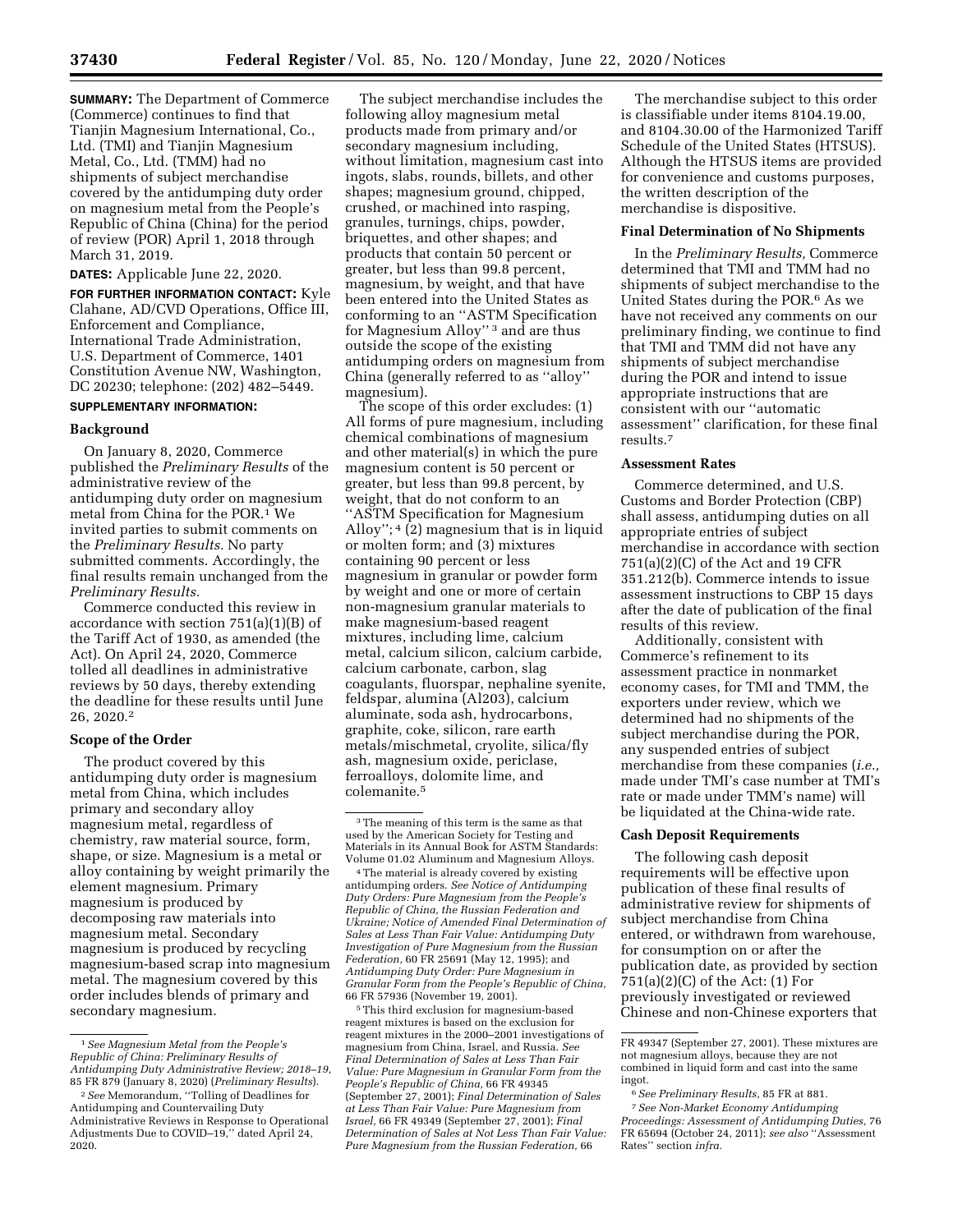**SUMMARY:** The Department of Commerce (Commerce) continues to find that Tianjin Magnesium International, Co., Ltd. (TMI) and Tianjin Magnesium Metal, Co., Ltd. (TMM) had no shipments of subject merchandise covered by the antidumping duty order on magnesium metal from the People's Republic of China (China) for the period of review (POR) April 1, 2018 through March 31, 2019.

**DATES:** Applicable June 22, 2020.

**FOR FURTHER INFORMATION CONTACT:** Kyle Clahane, AD/CVD Operations, Office III, Enforcement and Compliance, International Trade Administration, U.S. Department of Commerce, 1401 Constitution Avenue NW, Washington, DC 20230; telephone: (202) 482–5449.

**SUPPLEMENTARY INFORMATION:**

## Background

On January 8, 2020, Commerce published the *Preliminary Results* of the administrative review of the antidumping duty order on magnesium metal from China for the POR.[1] We invited parties to submit comments on the *Preliminary Results.* No party submitted comments. Accordingly, the final results remain unchanged from the *Preliminary Results.*

Commerce conducted this review in accordance with section 751(a)(1)(B) of the Tariff Act of 1930, as amended (the Act). On April 24, 2020, Commerce tolled all deadlines in administrative reviews by 50 days, thereby extending the deadline for these results until June 26, 2020.[2]

## Scope of the Order

The product covered by this antidumping duty order is magnesium metal from China, which includes primary and secondary alloy magnesium metal, regardless of chemistry, raw material source, form, shape, or size. Magnesium is a metal or alloy containing by weight primarily the element magnesium. Primary magnesium is produced by decomposing raw materials into magnesium metal. Secondary magnesium is produced by recycling magnesium-based scrap into magnesium metal. The magnesium covered by this order includes blends of primary and secondary magnesium.

The subject merchandise includes the following alloy magnesium metal products made from primary and/or secondary magnesium including, without limitation, magnesium cast into ingots, slabs, rounds, billets, and other shapes; magnesium ground, chipped, crushed, or machined into rasping, granules, turnings, chips, powder, briquettes, and other shapes; and products that contain 50 percent or greater, but less than 99.8 percent, magnesium, by weight, and that have been entered into the United States as conforming to an ''ASTM Specification for Magnesium Alloy'' [3] and are thus outside the scope of the existing antidumping orders on magnesium from China (generally referred to as ''alloy'' magnesium).

The scope of this order excludes: (1) All forms of pure magnesium, including chemical combinations of magnesium and other material(s) in which the pure magnesium content is 50 percent or greater, but less than 99.8 percent, by weight, that do not conform to an ''ASTM Specification for Magnesium Alloy''; [4] (2) magnesium that is in liquid or molten form; and (3) mixtures containing 90 percent or less magnesium in granular or powder form by weight and one or more of certain non-magnesium granular materials to make magnesium-based reagent mixtures, including lime, calcium metal, calcium silicon, calcium carbide, calcium carbonate, carbon, slag coagulants, fluorspar, nephaline syenite, feldspar, alumina (Al203), calcium aluminate, soda ash, hydrocarbons, graphite, coke, silicon, rare earth metals/mischmetal, cryolite, silica/fly ash, magnesium oxide, periclase, ferroalloys, dolomite lime, and colemanite.[5]

The merchandise subject to this order is classifiable under items 8104.19.00, and 8104.30.00 of the Harmonized Tariff Schedule of the United States (HTSUS). Although the HTSUS items are provided for convenience and customs purposes, the written description of the merchandise is dispositive.

## Final Determination of No Shipments

In the *Preliminary Results,* Commerce determined that TMI and TMM had no shipments of subject merchandise to the United States during the POR.[6] As we have not received any comments on our preliminary finding, we continue to find that TMI and TMM did not have any shipments of subject merchandise during the POR and intend to issue appropriate instructions that are consistent with our ''automatic assessment'' clarification, for these final results.[7]

## Assessment Rates

Commerce determined, and U.S. Customs and Border Protection (CBP) shall assess, antidumping duties on all appropriate entries of subject merchandise in accordance with section 751(a)(2)(C) of the Act and 19 CFR 351.212(b). Commerce intends to issue assessment instructions to CBP 15 days after the date of publication of the final results of this review.

Additionally, consistent with Commerce's refinement to its assessment practice in nonmarket economy cases, for TMI and TMM, the exporters under review, which we determined had no shipments of the subject merchandise during the POR, any suspended entries of subject merchandise from these companies (*i.e.,* made under TMI's case number at TMI's rate or made under TMM's name) will be liquidated at the China-wide rate.

## Cash Deposit Requirements

The following cash deposit requirements will be effective upon publication of these final results of administrative review for shipments of subject merchandise from China entered, or withdrawn from warehouse, for consumption on or after the publication date, as provided by section 751(a)(2)(C) of the Act: (1) For previously investigated or reviewed Chinese and non-Chinese exporters that

---

[1] *See Magnesium Metal from the People's Republic of China: Preliminary Results of Antidumping Duty Administrative Review; 2018–19,* 85 FR 879 (January 8, 2020) (*Preliminary Results*).

[2] *See* Memorandum, ''Tolling of Deadlines for Antidumping and Countervailing Duty Administrative Reviews in Response to Operational Adjustments Due to COVID–19,'' dated April 24, 2020.

[3] The meaning of this term is the same as that used by the American Society for Testing and Materials in its Annual Book for ASTM Standards: Volume 01.02 Aluminum and Magnesium Alloys.

[4] The material is already covered by existing antidumping orders. *See Notice of Antidumping Duty Orders: Pure Magnesium from the People's Republic of China, the Russian Federation and Ukraine; Notice of Amended Final Determination of Sales at Less Than Fair Value: Antidumping Duty Investigation of Pure Magnesium from the Russian Federation,* 60 FR 25691 (May 12, 1995); and *Antidumping Duty Order: Pure Magnesium in Granular Form from the People's Republic of China,* 66 FR 57936 (November 19, 2001).

[5] This third exclusion for magnesium-based reagent mixtures is based on the exclusion for reagent mixtures in the 2000–2001 investigations of magnesium from China, Israel, and Russia. *See Final Determination of Sales at Less Than Fair Value: Pure Magnesium in Granular Form from the People's Republic of China,* 66 FR 49345 (September 27, 2001); *Final Determination of Sales at Less Than Fair Value: Pure Magnesium from Israel,* 66 FR 49349 (September 27, 2001); *Final Determination of Sales at Not Less Than Fair Value: Pure Magnesium from the Russian Federation,* 66 FR 49347 (September 27, 2001). These mixtures are not magnesium alloys, because they are not combined in liquid form and cast into the same ingot.

[6] *See Preliminary Results,* 85 FR at 881.

[7] *See Non-Market Economy Antidumping Proceedings: Assessment of Antidumping Duties,* 76 FR 65694 (October 24, 2011); *see also* ''Assessment Rates'' section *infra.*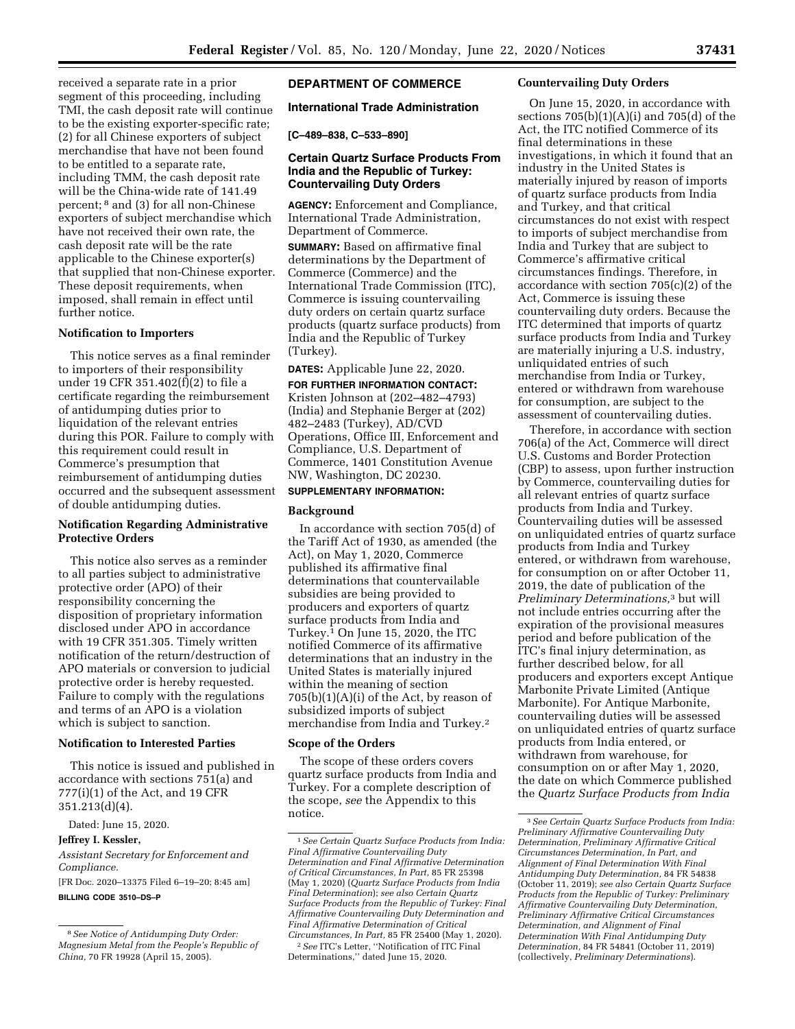received a separate rate in a prior segment of this proceeding, including TMI, the cash deposit rate will continue to be the existing exporter-specific rate; (2) for all Chinese exporters of subject merchandise that have not been found to be entitled to a separate rate, including TMM, the cash deposit rate will be the China-wide rate of 141.49 percent;[8] and (3) for all non-Chinese exporters of subject merchandise which have not received their own rate, the cash deposit rate will be the rate applicable to the Chinese exporter(s) that supplied that non-Chinese exporter. These deposit requirements, when imposed, shall remain in effect until further notice.

### Notification to Importers

This notice serves as a final reminder to importers of their responsibility under 19 CFR 351.402(f)(2) to file a certificate regarding the reimbursement of antidumping duties prior to liquidation of the relevant entries during this POR. Failure to comply with this requirement could result in Commerce's presumption that reimbursement of antidumping duties occurred and the subsequent assessment of double antidumping duties.

### Notification Regarding Administrative Protective Orders

This notice also serves as a reminder to all parties subject to administrative protective order (APO) of their responsibility concerning the disposition of proprietary information disclosed under APO in accordance with 19 CFR 351.305. Timely written notification of the return/destruction of APO materials or conversion to judicial protective order is hereby requested. Failure to comply with the regulations and terms of an APO is a violation which is subject to sanction.

### Notification to Interested Parties

This notice is issued and published in accordance with sections 751(a) and 777(i)(1) of the Act, and 19 CFR 351.213(d)(4).

Dated: June 15, 2020.

**Jeffrey I. Kessler,**

*Assistant Secretary for Enforcement and Compliance.*

[FR Doc. 2020–13375 Filed 6–19–20; 8:45 am]

**BILLING CODE 3510–DS–P**

[8] *See Notice of Antidumping Duty Order: Magnesium Metal from the People's Republic of China,* 70 FR 19928 (April 15, 2005).

## DEPARTMENT OF COMMERCE

### International Trade Administration

**[C–489–838, C–533–890]**

### Certain Quartz Surface Products From India and the Republic of Turkey: Countervailing Duty Orders

**AGENCY:** Enforcement and Compliance, International Trade Administration, Department of Commerce.

**SUMMARY:** Based on affirmative final determinations by the Department of Commerce (Commerce) and the International Trade Commission (ITC), Commerce is issuing countervailing duty orders on certain quartz surface products (quartz surface products) from India and the Republic of Turkey (Turkey).

**DATES:** Applicable June 22, 2020.

**FOR FURTHER INFORMATION CONTACT:** Kristen Johnson at (202–482–4793) (India) and Stephanie Berger at (202) 482–2483 (Turkey), AD/CVD Operations, Office III, Enforcement and Compliance, U.S. Department of Commerce, 1401 Constitution Avenue NW, Washington, DC 20230.

**SUPPLEMENTARY INFORMATION:**

### Background

In accordance with section 705(d) of the Tariff Act of 1930, as amended (the Act), on May 1, 2020, Commerce published its affirmative final determinations that countervailable subsidies are being provided to producers and exporters of quartz surface products from India and Turkey.[1] On June 15, 2020, the ITC notified Commerce of its affirmative determinations that an industry in the United States is materially injured within the meaning of section 705(b)(1)(A)(i) of the Act, by reason of subsidized imports of subject merchandise from India and Turkey.[2]

### Scope of the Orders

The scope of these orders covers quartz surface products from India and Turkey. For a complete description of the scope, *see* the Appendix to this notice.

### Countervailing Duty Orders

On June 15, 2020, in accordance with sections 705(b)(1)(A)(i) and 705(d) of the Act, the ITC notified Commerce of its final determinations in these investigations, in which it found that an industry in the United States is materially injured by reason of imports of quartz surface products from India and Turkey, and that critical circumstances do not exist with respect to imports of subject merchandise from India and Turkey that are subject to Commerce's affirmative critical circumstances findings. Therefore, in accordance with section 705(c)(2) of the Act, Commerce is issuing these countervailing duty orders. Because the ITC determined that imports of quartz surface products from India and Turkey are materially injuring a U.S. industry, unliquidated entries of such merchandise from India or Turkey, entered or withdrawn from warehouse for consumption, are subject to the assessment of countervailing duties.

Therefore, in accordance with section 706(a) of the Act, Commerce will direct U.S. Customs and Border Protection (CBP) to assess, upon further instruction by Commerce, countervailing duties for all relevant entries of quartz surface products from India and Turkey. Countervailing duties will be assessed on unliquidated entries of quartz surface products from India and Turkey entered, or withdrawn from warehouse, for consumption on or after October 11, 2019, the date of publication of the *Preliminary Determinations,*[3] but will not include entries occurring after the expiration of the provisional measures period and before publication of the ITC's final injury determination, as further described below, for all producers and exporters except Antique Marbonite Private Limited (Antique Marbonite). For Antique Marbonite, countervailing duties will be assessed on unliquidated entries of quartz surface products from India entered, or withdrawn from warehouse, for consumption on or after May 1, 2020, the date on which Commerce published the *Quartz Surface Products from India*

[1] *See Certain Quartz Surface Products from India: Final Affirmative Countervailing Duty Determination and Final Affirmative Determination of Critical Circumstances, In Part,* 85 FR 25398 (May 1, 2020) (*Quartz Surface Products from India Final Determination*); *see also Certain Quartz Surface Products from the Republic of Turkey: Final Affirmative Countervailing Duty Determination and Final Affirmative Determination of Critical Circumstances, In Part,* 85 FR 25400 (May 1, 2020).

[2] *See* ITC's Letter, "Notification of ITC Final Determinations," dated June 15, 2020.

[3] *See Certain Quartz Surface Products from India: Preliminary Affirmative Countervailing Duty Determination, Preliminary Affirmative Critical Circumstances Determination, In Part, and Alignment of Final Determination With Final Antidumping Duty Determination,* 84 FR 54838 (October 11, 2019); *see also Certain Quartz Surface Products from the Republic of Turkey: Preliminary Affirmative Countervailing Duty Determination, Preliminary Affirmative Critical Circumstances Determination, and Alignment of Final Determination With Final Antidumping Duty Determination,* 84 FR 54841 (October 11, 2019) (collectively, *Preliminary Determinations*).